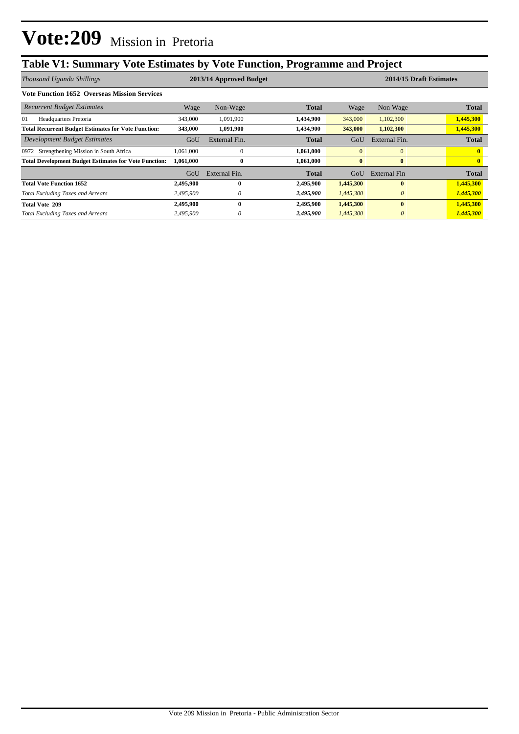# Vote:209 Mission in Pretoria

## Table V1: Summary Vote Estimates by Vote Function, Programme and Project

| *Thousand Uganda Shillings* | 2013/14 Approved Budget | | | 2014/15 Draft Estimates | | |
|---|---|---|---|---|---|---|
| **Vote Function 1652 Overseas Mission Services** | | | | | | |
| *Recurrent Budget Estimates* | Wage | Non-Wage | **Total** | Wage | Non Wage | **Total** |
| 01 Headquarters Pretoria | 343,000 | 1,091,900 | **1,434,900** | 343,000 | 1,102,300 | **1,445,300** |
| **Total Recurrent Budget Estimates for Vote Function:** | **343,000** | **1,091,900** | **1,434,900** | **343,000** | **1,102,300** | **1,445,300** |
| *Development Budget Estimates* | GoU | External Fin. | **Total** | GoU | External Fin. | **Total** |
| 0972 Strengthening Mission in South Africa | 1,061,000 | 0 | **1,061,000** | 0 | 0 | **0** |
| **Total Development Budget Estimates for Vote Function:** | **1,061,000** | **0** | **1,061,000** | **0** | **0** | **0** |
| | GoU | External Fin. | **Total** | GoU | External Fin | **Total** |
| **Total Vote Function 1652** | **2,495,900** | **0** | **2,495,900** | **1,445,300** | **0** | **1,445,300** |
| *Total Excluding Taxes and Arrears* | *2,495,900* | *0* | ***2,495,900*** | *1,445,300* | *0* | ***1,445,300*** |
| **Total Vote 209** | **2,495,900** | **0** | **2,495,900** | **1,445,300** | **0** | **1,445,300** |
| *Total Excluding Taxes and Arrears* | *2,495,900* | *0* | ***2,495,900*** | *1,445,300* | *0* | ***1,445,300*** |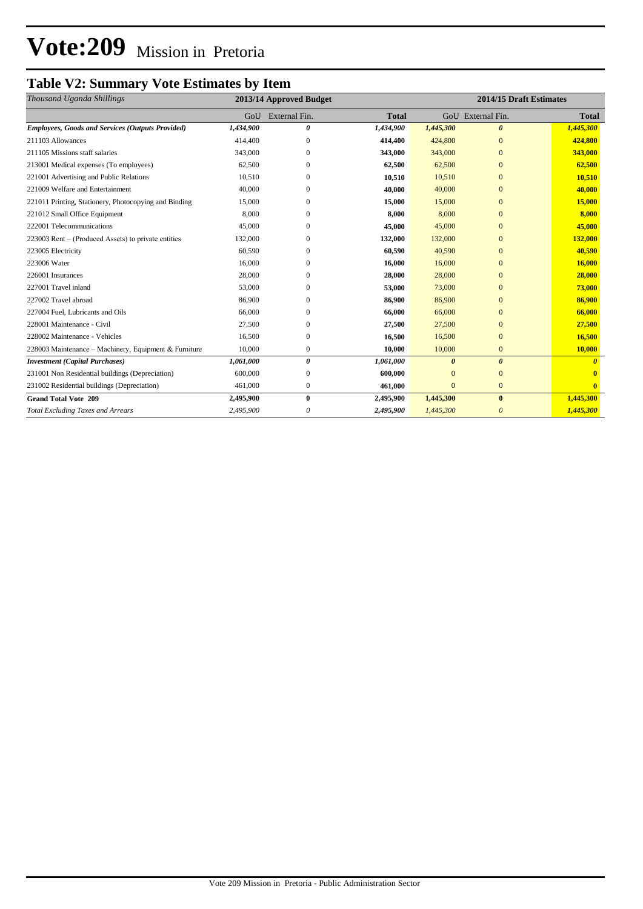# Vote:209 Mission in Pretoria

## Table V2: Summary Vote Estimates by Item

| *Thousand Uganda Shillings* | 2013/14 Approved Budget | | | 2014/15 Draft Estimates | | |
|---|---|---|---|---|---|---|
| | GoU | External Fin. | **Total** | GoU | External Fin. | **Total** |
| ***Employees, Goods and Services (Outputs Provided)*** | ***1,434,900*** | ***0*** | ***1,434,900*** | ***1,445,300*** | ***0*** | ***1,445,300*** |
| 211103 Allowances | 414,400 | 0 | **414,400** | 424,800 | 0 | **424,800** |
| 211105 Missions staff salaries | 343,000 | 0 | **343,000** | 343,000 | 0 | **343,000** |
| 213001 Medical expenses (To employees) | 62,500 | 0 | **62,500** | 62,500 | 0 | **62,500** |
| 221001 Advertising and Public Relations | 10,510 | 0 | **10,510** | 10,510 | 0 | **10,510** |
| 221009 Welfare and Entertainment | 40,000 | 0 | **40,000** | 40,000 | 0 | **40,000** |
| 221011 Printing, Stationery, Photocopying and Binding | 15,000 | 0 | **15,000** | 15,000 | 0 | **15,000** |
| 221012 Small Office Equipment | 8,000 | 0 | **8,000** | 8,000 | 0 | **8,000** |
| 222001 Telecommunications | 45,000 | 0 | **45,000** | 45,000 | 0 | **45,000** |
| 223003 Rent – (Produced Assets) to private entities | 132,000 | 0 | **132,000** | 132,000 | 0 | **132,000** |
| 223005 Electricity | 60,590 | 0 | **60,590** | 40,590 | 0 | **40,590** |
| 223006 Water | 16,000 | 0 | **16,000** | 16,000 | 0 | **16,000** |
| 226001 Insurances | 28,000 | 0 | **28,000** | 28,000 | 0 | **28,000** |
| 227001 Travel inland | 53,000 | 0 | **53,000** | 73,000 | 0 | **73,000** |
| 227002 Travel abroad | 86,900 | 0 | **86,900** | 86,900 | 0 | **86,900** |
| 227004 Fuel, Lubricants and Oils | 66,000 | 0 | **66,000** | 66,000 | 0 | **66,000** |
| 228001 Maintenance - Civil | 27,500 | 0 | **27,500** | 27,500 | 0 | **27,500** |
| 228002 Maintenance - Vehicles | 16,500 | 0 | **16,500** | 16,500 | 0 | **16,500** |
| 228003 Maintenance – Machinery, Equipment & Furniture | 10,000 | 0 | **10,000** | 10,000 | 0 | **10,000** |
| ***Investment (Capital Purchases)*** | ***1,061,000*** | ***0*** | ***1,061,000*** | ***0*** | ***0*** | ***0*** |
| 231001 Non Residential buildings (Depreciation) | 600,000 | 0 | **600,000** | 0 | 0 | **0** |
| 231002 Residential buildings (Depreciation) | 461,000 | 0 | **461,000** | 0 | 0 | **0** |
| **Grand Total Vote 209** | **2,495,900** | **0** | **2,495,900** | **1,445,300** | **0** | **1,445,300** |
| *Total Excluding Taxes and Arrears* | *2,495,900* | *0* | *2,495,900* | *1,445,300* | *0* | *1,445,300* |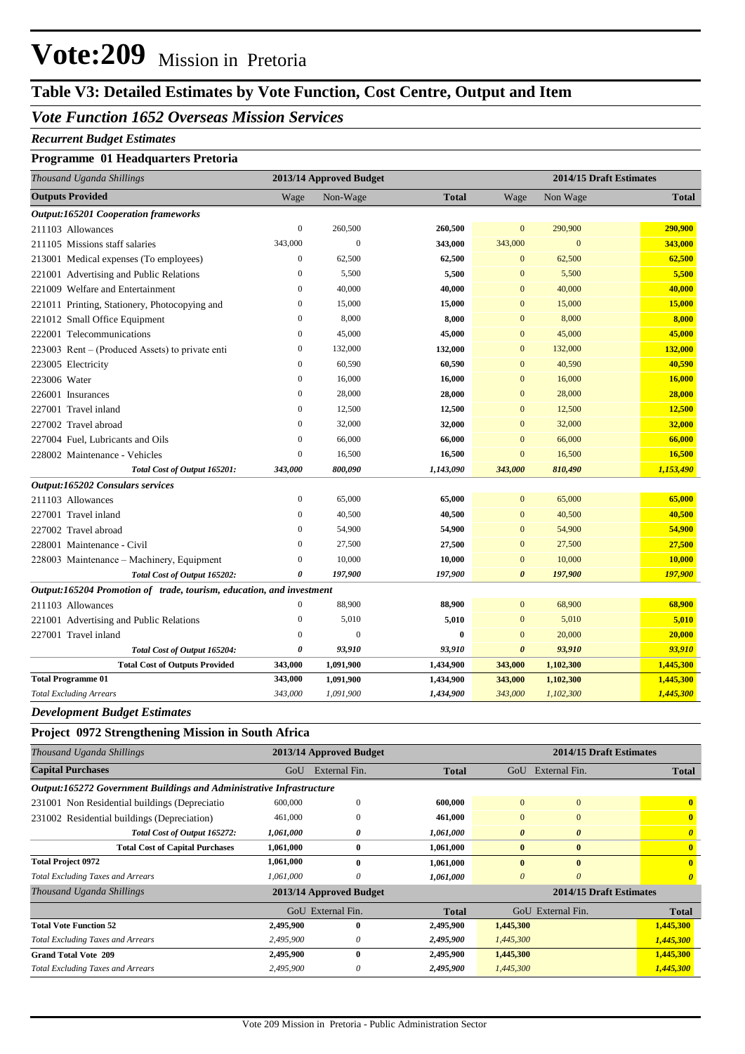# Vote:209 Mission in Pretoria

## Table V3: Detailed Estimates by Vote Function, Cost Centre, Output and Item

### *Vote Function 1652 Overseas Mission Services*

*Recurrent Budget Estimates*

**Programme 01 Headquarters Pretoria**

| *Thousand Uganda Shillings* | 2013/14 Approved Budget | | | 2014/15 Draft Estimates | | |
|---|---|---|---|---|---|---|
| **Outputs Provided** | Wage | Non-Wage | **Total** | Wage | Non Wage | **Total** |
| ***Output:165201 Cooperation frameworks*** | | | | | | |
| 211103 Allowances | 0 | 260,500 | **260,500** | 0 | 290,900 | **290,900** |
| 211105 Missions staff salaries | 343,000 | 0 | **343,000** | 343,000 | 0 | **343,000** |
| 213001 Medical expenses (To employees) | 0 | 62,500 | **62,500** | 0 | 62,500 | **62,500** |
| 221001 Advertising and Public Relations | 0 | 5,500 | **5,500** | 0 | 5,500 | **5,500** |
| 221009 Welfare and Entertainment | 0 | 40,000 | **40,000** | 0 | 40,000 | **40,000** |
| 221011 Printing, Stationery, Photocopying and | 0 | 15,000 | **15,000** | 0 | 15,000 | **15,000** |
| 221012 Small Office Equipment | 0 | 8,000 | **8,000** | 0 | 8,000 | **8,000** |
| 222001 Telecommunications | 0 | 45,000 | **45,000** | 0 | 45,000 | **45,000** |
| 223003 Rent – (Produced Assets) to private enti | 0 | 132,000 | **132,000** | 0 | 132,000 | **132,000** |
| 223005 Electricity | 0 | 60,590 | **60,590** | 0 | 40,590 | **40,590** |
| 223006 Water | 0 | 16,000 | **16,000** | 0 | 16,000 | **16,000** |
| 226001 Insurances | 0 | 28,000 | **28,000** | 0 | 28,000 | **28,000** |
| 227001 Travel inland | 0 | 12,500 | **12,500** | 0 | 12,500 | **12,500** |
| 227002 Travel abroad | 0 | 32,000 | **32,000** | 0 | 32,000 | **32,000** |
| 227004 Fuel, Lubricants and Oils | 0 | 66,000 | **66,000** | 0 | 66,000 | **66,000** |
| 228002 Maintenance - Vehicles | 0 | 16,500 | **16,500** | 0 | 16,500 | **16,500** |
| ***Total Cost of Output 165201:*** | ***343,000*** | ***800,090*** | ***1,143,090*** | ***343,000*** | ***810,490*** | ***1,153,490*** |
| ***Output:165202 Consulars services*** | | | | | | |
| 211103 Allowances | 0 | 65,000 | **65,000** | 0 | 65,000 | **65,000** |
| 227001 Travel inland | 0 | 40,500 | **40,500** | 0 | 40,500 | **40,500** |
| 227002 Travel abroad | 0 | 54,900 | **54,900** | 0 | 54,900 | **54,900** |
| 228001 Maintenance - Civil | 0 | 27,500 | **27,500** | 0 | 27,500 | **27,500** |
| 228003 Maintenance – Machinery, Equipment | 0 | 10,000 | **10,000** | 0 | 10,000 | **10,000** |
| ***Total Cost of Output 165202:*** | ***0*** | ***197,900*** | ***197,900*** | ***0*** | ***197,900*** | ***197,900*** |
| ***Output:165204 Promotion of trade, tourism, education, and investment*** | | | | | | |
| 211103 Allowances | 0 | 88,900 | **88,900** | 0 | 68,900 | **68,900** |
| 221001 Advertising and Public Relations | 0 | 5,010 | **5,010** | 0 | 5,010 | **5,010** |
| 227001 Travel inland | 0 | 0 | **0** | 0 | 20,000 | **20,000** |
| ***Total Cost of Output 165204:*** | ***0*** | ***93,910*** | ***93,910*** | ***0*** | ***93,910*** | ***93,910*** |
| **Total Cost of Outputs Provided** | **343,000** | **1,091,900** | **1,434,900** | **343,000** | **1,102,300** | **1,445,300** |
| **Total Programme 01** | **343,000** | **1,091,900** | **1,434,900** | **343,000** | **1,102,300** | **1,445,300** |
| *Total Excluding Arrears* | *343,000* | *1,091,900* | *1,434,900* | *343,000* | *1,102,300* | *1,445,300* |

*Development Budget Estimates*

**Project 0972 Strengthening Mission in South Africa**

| *Thousand Uganda Shillings* | 2013/14 Approved Budget | | | 2014/15 Draft Estimates | | |
|---|---|---|---|---|---|---|
| **Capital Purchases** | GoU | External Fin. | **Total** | GoU | External Fin. | **Total** |
| ***Output:165272 Government Buildings and Administrative Infrastructure*** | | | | | | |
| 231001 Non Residential buildings (Depreciatio | 600,000 | 0 | **600,000** | 0 | 0 | **0** |
| 231002 Residential buildings (Depreciation) | 461,000 | 0 | **461,000** | 0 | 0 | **0** |
| ***Total Cost of Output 165272:*** | ***1,061,000*** | ***0*** | ***1,061,000*** | ***0*** | ***0*** | ***0*** |
| **Total Cost of Capital Purchases** | **1,061,000** | **0** | **1,061,000** | **0** | **0** | **0** |
| **Total Project 0972** | **1,061,000** | **0** | **1,061,000** | **0** | **0** | **0** |
| *Total Excluding Taxes and Arrears* | *1,061,000* | *0* | *1,061,000* | *0* | *0* | *0* |

| *Thousand Uganda Shillings* | 2013/14 Approved Budget | | | 2014/15 Draft Estimates | | |
|---|---|---|---|---|---|---|
| | GoU | External Fin. | **Total** | GoU | External Fin. | **Total** |
| **Total Vote Function 52** | **2,495,900** | **0** | **2,495,900** | **1,445,300** | | **1,445,300** |
| *Total Excluding Taxes and Arrears* | *2,495,900* | *0* | *2,495,900* | *1,445,300* | | *1,445,300* |
| **Grand Total Vote 209** | **2,495,900** | **0** | **2,495,900** | **1,445,300** | | **1,445,300** |
| *Total Excluding Taxes and Arrears* | *2,495,900* | *0* | *2,495,900* | *1,445,300* | | *1,445,300* |